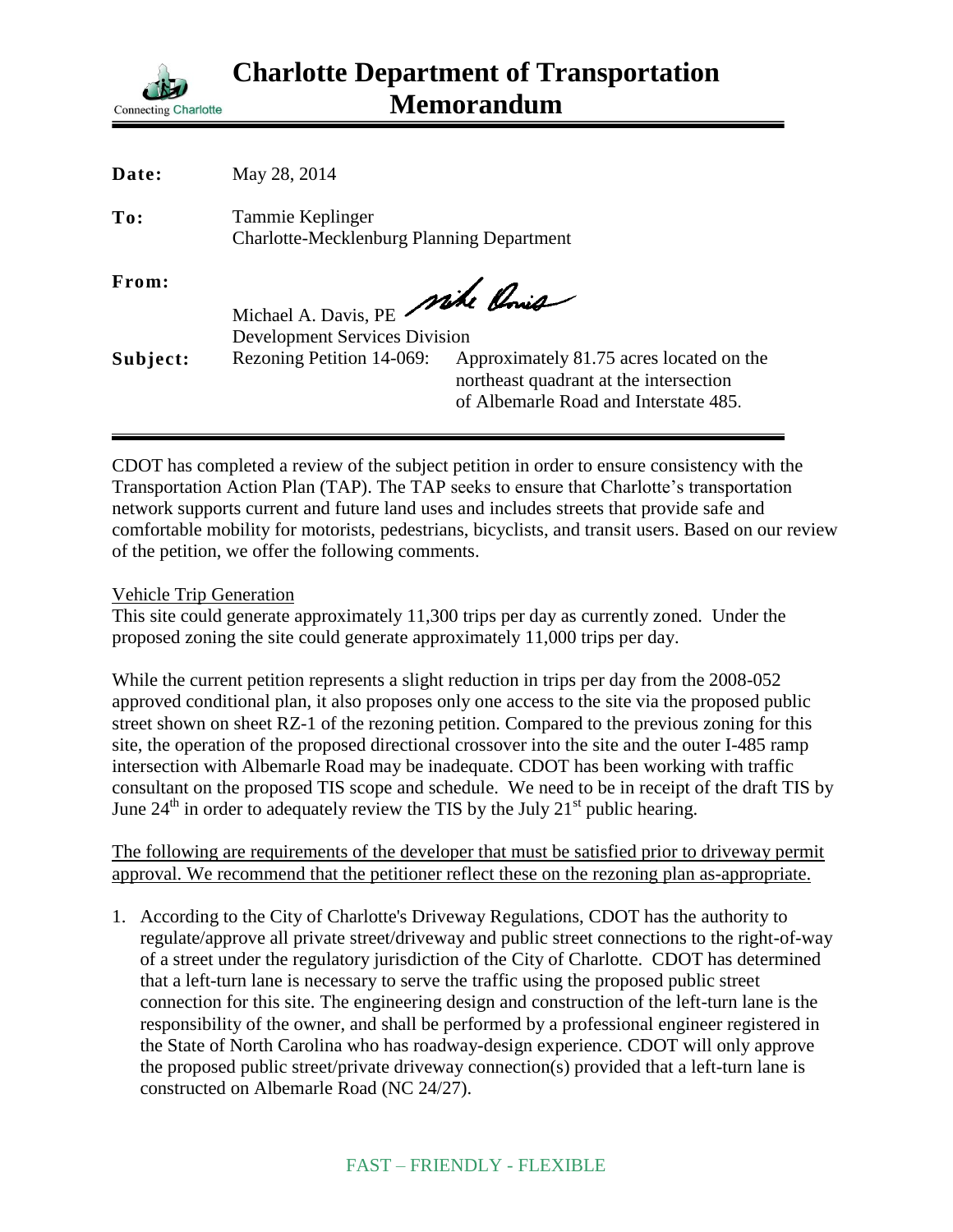# Charlotte Department of Transportation Memorandum

Connecting Charlotte

**Date:** May 28, 2014

**To:** Tammie Keplinger
Charlotte-Mecklenburg Planning Department

**From:** Michael A. Davis, PE
Development Services Division

**Subject:** Rezoning Petition 14-069: Approximately 81.75 acres located on the northeast quadrant at the intersection of Albemarle Road and Interstate 485.

CDOT has completed a review of the subject petition in order to ensure consistency with the Transportation Action Plan (TAP). The TAP seeks to ensure that Charlotte's transportation network supports current and future land uses and includes streets that provide safe and comfortable mobility for motorists, pedestrians, bicyclists, and transit users. Based on our review of the petition, we offer the following comments.

Vehicle Trip Generation

This site could generate approximately 11,300 trips per day as currently zoned. Under the proposed zoning the site could generate approximately 11,000 trips per day.

While the current petition represents a slight reduction in trips per day from the 2008-052 approved conditional plan, it also proposes only one access to the site via the proposed public street shown on sheet RZ-1 of the rezoning petition. Compared to the previous zoning for this site, the operation of the proposed directional crossover into the site and the outer I-485 ramp intersection with Albemarle Road may be inadequate. CDOT has been working with traffic consultant on the proposed TIS scope and schedule. We need to be in receipt of the draft TIS by June 24th in order to adequately review the TIS by the July 21st public hearing.

The following are requirements of the developer that must be satisfied prior to driveway permit approval. We recommend that the petitioner reflect these on the rezoning plan as-appropriate.

1. According to the City of Charlotte's Driveway Regulations, CDOT has the authority to regulate/approve all private street/driveway and public street connections to the right-of-way of a street under the regulatory jurisdiction of the City of Charlotte. CDOT has determined that a left-turn lane is necessary to serve the traffic using the proposed public street connection for this site. The engineering design and construction of the left-turn lane is the responsibility of the owner, and shall be performed by a professional engineer registered in the State of North Carolina who has roadway-design experience. CDOT will only approve the proposed public street/private driveway connection(s) provided that a left-turn lane is constructed on Albemarle Road (NC 24/27).

FAST – FRIENDLY - FLEXIBLE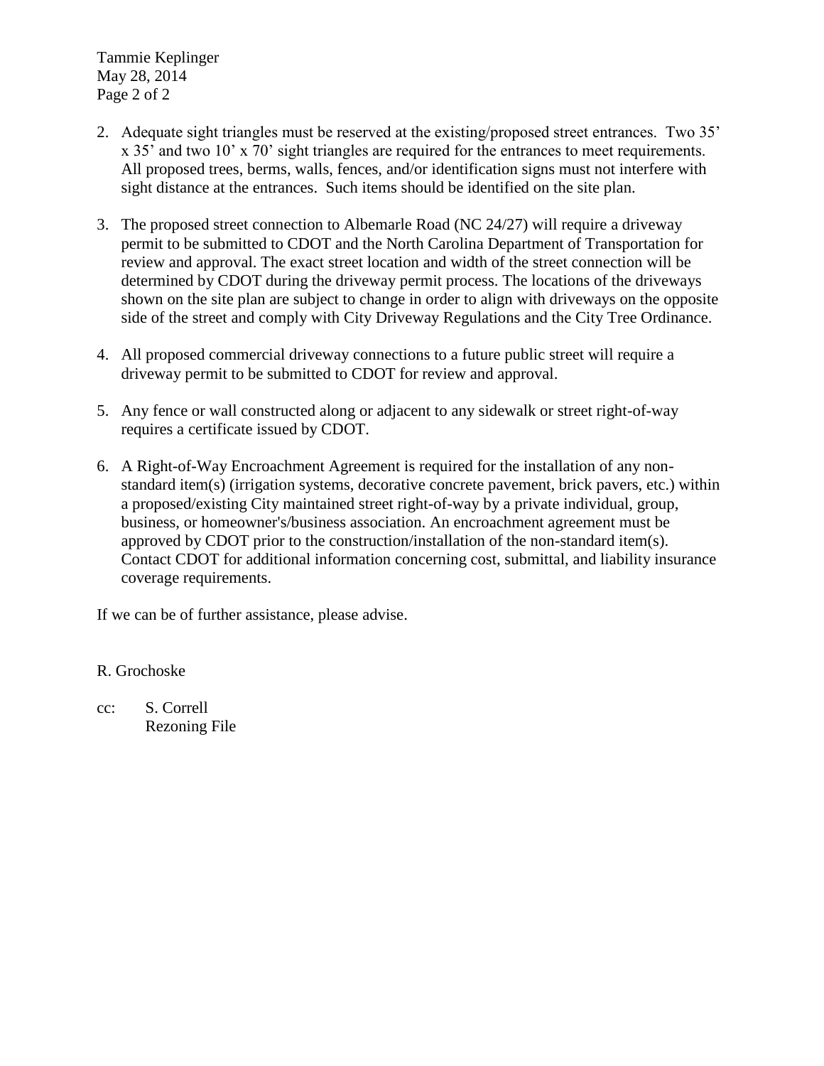2. Adequate sight triangles must be reserved at the existing/proposed street entrances. Two 35' x 35' and two 10' x 70' sight triangles are required for the entrances to meet requirements. All proposed trees, berms, walls, fences, and/or identification signs must not interfere with sight distance at the entrances. Such items should be identified on the site plan.

3. The proposed street connection to Albemarle Road (NC 24/27) will require a driveway permit to be submitted to CDOT and the North Carolina Department of Transportation for review and approval. The exact street location and width of the street connection will be determined by CDOT during the driveway permit process. The locations of the driveways shown on the site plan are subject to change in order to align with driveways on the opposite side of the street and comply with City Driveway Regulations and the City Tree Ordinance.

4. All proposed commercial driveway connections to a future public street will require a driveway permit to be submitted to CDOT for review and approval.

5. Any fence or wall constructed along or adjacent to any sidewalk or street right-of-way requires a certificate issued by CDOT.

6. A Right-of-Way Encroachment Agreement is required for the installation of any non-standard item(s) (irrigation systems, decorative concrete pavement, brick pavers, etc.) within a proposed/existing City maintained street right-of-way by a private individual, group, business, or homeowner's/business association. An encroachment agreement must be approved by CDOT prior to the construction/installation of the non-standard item(s). Contact CDOT for additional information concerning cost, submittal, and liability insurance coverage requirements.

If we can be of further assistance, please advise.

R. Grochoske

cc: S. Correll
Rezoning File